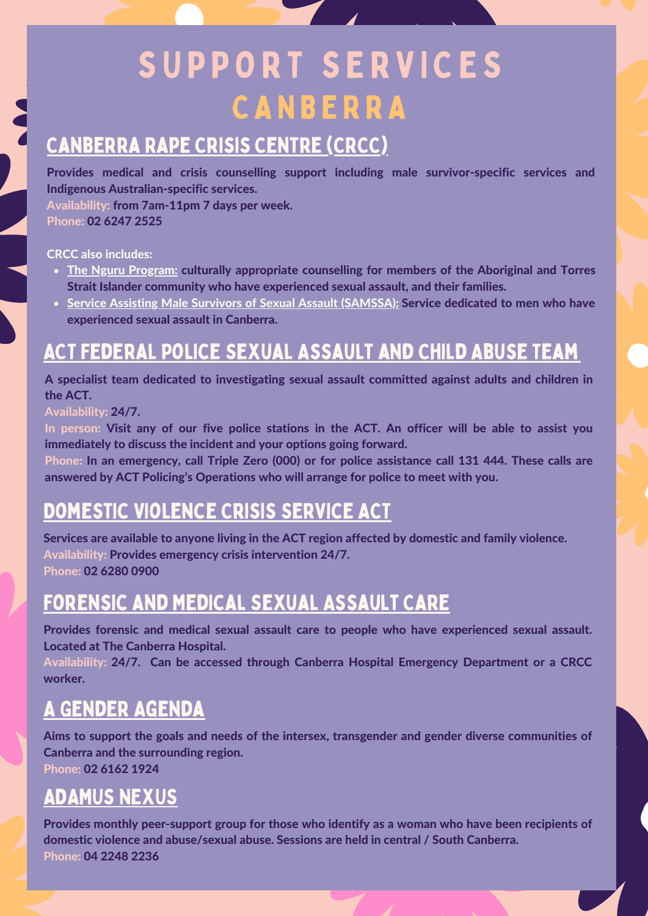# SUPPORT SERVICES CANBERRA

## CANBERRA RAPE CRISIS CENTRE (CRCC)

**Provides medical and crisis counselling support including male survivor-specific services and Indigenous Australian-specific services.**
**Availability: from 7am-11pm 7 days per week.**
**Phone: 02 6247 2525**

**CRCC also includes:**

- **The Nguru Program: culturally appropriate counselling for members of the Aboriginal and Torres Strait Islander community who have experienced sexual assault, and their families.**
- **Service Assisting Male Survivors of Sexual Assault (SAMSSA): Service dedicated to men who have experienced sexual assault in Canberra.**

## ACT FEDERAL POLICE SEXUAL ASSAULT AND CHILD ABUSE TEAM

**A specialist team dedicated to investigating sexual assault committed against adults and children in the ACT.**
**Availability: 24/7.**
**In person: Visit any of our five police stations in the ACT. An officer will be able to assist you immediately to discuss the incident and your options going forward.**
**Phone: In an emergency, call Triple Zero (000) or for police assistance call 131 444. These calls are answered by ACT Policing's Operations who will arrange for police to meet with you.**

## DOMESTIC VIOLENCE CRISIS SERVICE ACT

**Services are available to anyone living in the ACT region affected by domestic and family violence.**
**Availability: Provides emergency crisis intervention 24/7.**
**Phone: 02 6280 0900**

## FORENSIC AND MEDICAL SEXUAL ASSAULT CARE

**Provides forensic and medical sexual assault care to people who have experienced sexual assault. Located at The Canberra Hospital.**
**Availability: 24/7. Can be accessed through Canberra Hospital Emergency Department or a CRCC worker.**

## A GENDER AGENDA

**Aims to support the goals and needs of the intersex, transgender and gender diverse communities of Canberra and the surrounding region.**
**Phone: 02 6162 1924**

## ADAMUS NEXUS

**Provides monthly peer-support group for those who identify as a woman who have been recipients of domestic violence and abuse/sexual abuse. Sessions are held in central / South Canberra.**
**Phone: 04 2248 2236**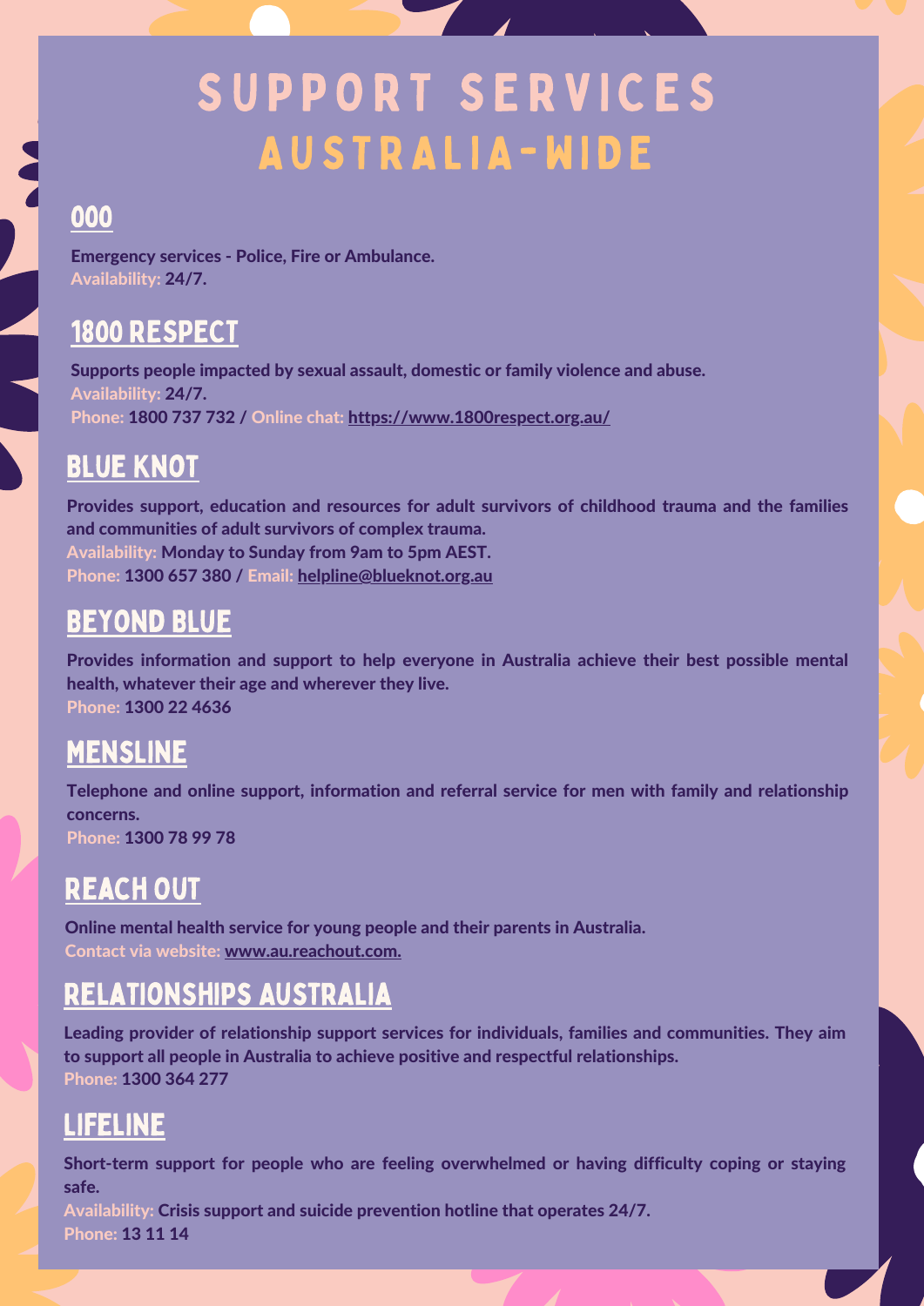# SUPPORT SERVICES AUSTRALIA-WIDE

## 000

Emergency services - Police, Fire or Ambulance.
**Availability:** 24/7.

## 1800 RESPECT

Supports people impacted by sexual assault, domestic or family violence and abuse.
**Availability:** 24/7.
**Phone:** 1800 737 732 / **Online chat:** https://www.1800respect.org.au/

## BLUE KNOT

Provides support, education and resources for adult survivors of childhood trauma and the families and communities of adult survivors of complex trauma.
**Availability:** Monday to Sunday from 9am to 5pm AEST.
**Phone:** 1300 657 380 / **Email:** helpline@blueknot.org.au

## BEYOND BLUE

Provides information and support to help everyone in Australia achieve their best possible mental health, whatever their age and wherever they live.
**Phone:** 1300 22 4636

## MENSLINE

Telephone and online support, information and referral service for men with family and relationship concerns.
**Phone:** 1300 78 99 78

## REACH OUT

Online mental health service for young people and their parents in Australia.
**Contact via website:** www.au.reachout.com.

## RELATIONSHIPS AUSTRALIA

Leading provider of relationship support services for individuals, families and communities. They aim to support all people in Australia to achieve positive and respectful relationships.
**Phone:** 1300 364 277

## LIFELINE

Short-term support for people who are feeling overwhelmed or having difficulty coping or staying safe.
**Availability:** Crisis support and suicide prevention hotline that operates 24/7.
**Phone:** 13 11 14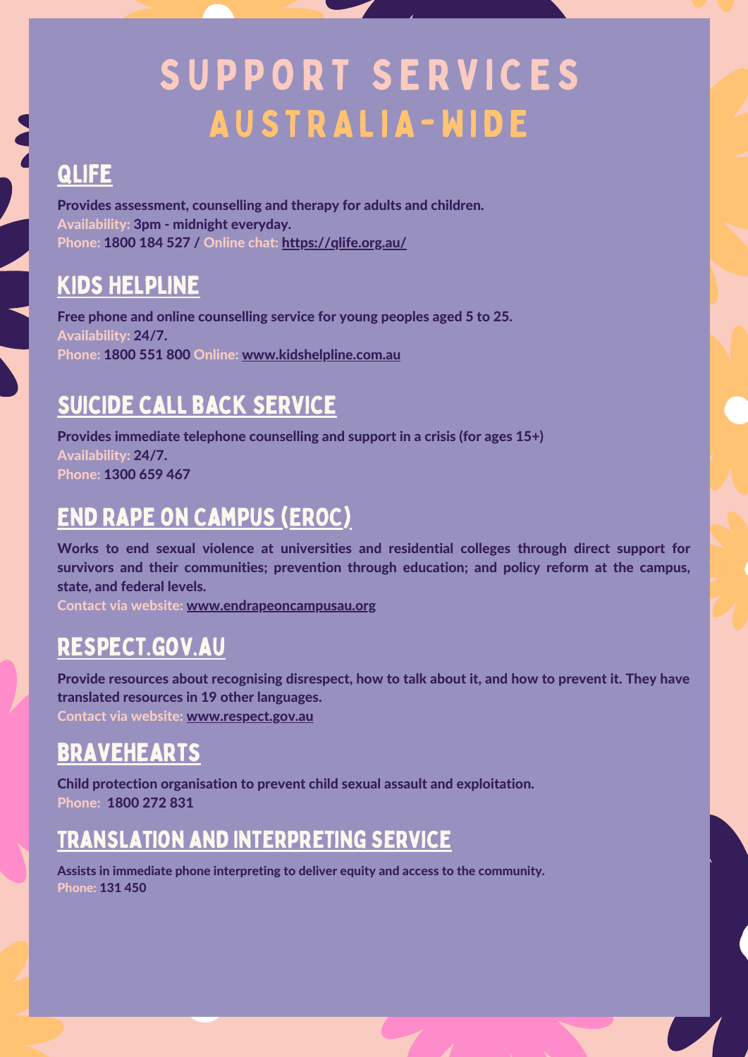# SUPPORT SERVICES AUSTRALIA-WIDE

## QLIFE

**Provides assessment, counselling and therapy for adults and children.**
**Availability: 3pm - midnight everyday.**
**Phone: 1800 184 527 / Online chat: https://qlife.org.au/**

## KIDS HELPLINE

**Free phone and online counselling service for young peoples aged 5 to 25.**
**Availability: 24/7.**
**Phone: 1800 551 800 Online: www.kidshelpline.com.au**

## SUICIDE CALL BACK SERVICE

**Provides immediate telephone counselling and support in a crisis (for ages 15+)**
**Availability: 24/7.**
**Phone: 1300 659 467**

## END RAPE ON CAMPUS (EROC)

**Works to end sexual violence at universities and residential colleges through direct support for survivors and their communities; prevention through education; and policy reform at the campus, state, and federal levels.**
**Contact via website: www.endrapeoncampusau.org**

## RESPECT.GOV.AU

**Provide resources about recognising disrespect, how to talk about it, and how to prevent it. They have translated resources in 19 other languages.**
**Contact via website: www.respect.gov.au**

## BRAVEHEARTS

**Child protection organisation to prevent child sexual assault and exploitation.**
**Phone: 1800 272 831**

## TRANSLATION AND INTERPRETING SERVICE

**Assists in immediate phone interpreting to deliver equity and access to the community.**
**Phone: 131 450**